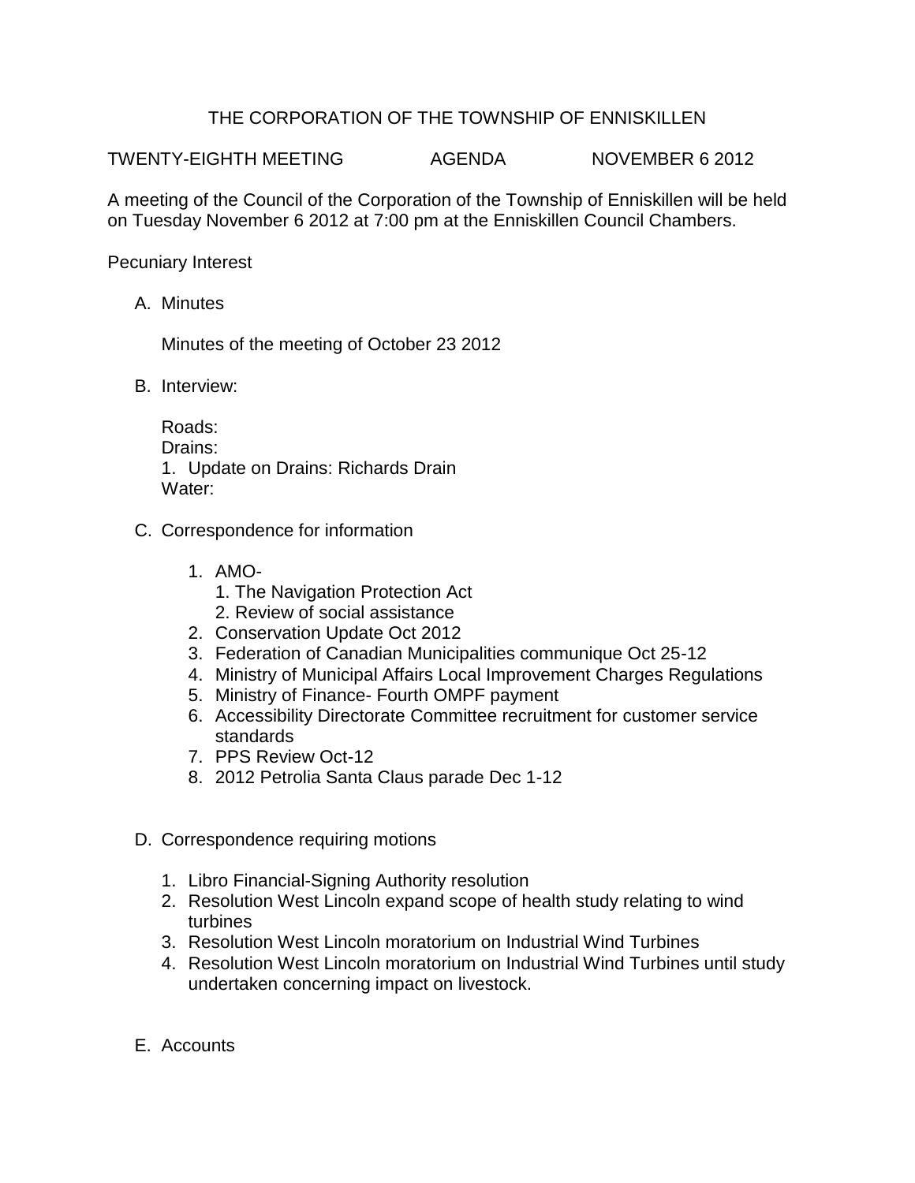# THE CORPORATION OF THE TOWNSHIP OF ENNISKILLEN

TWENTY-EIGHTH MEETING AGENDA NOVEMBER 6 2012

A meeting of the Council of the Corporation of the Township of Enniskillen will be held on Tuesday November 6 2012 at 7:00 pm at the Enniskillen Council Chambers.

Pecuniary Interest

A. Minutes

   Minutes of the meeting of October 23 2012

B. Interview:

   Roads:
   Drains:
   1. Update on Drains: Richards Drain
   Water:

C. Correspondence for information

   1. AMO-
      1. The Navigation Protection Act
      2. Review of social assistance
   2. Conservation Update Oct 2012
   3. Federation of Canadian Municipalities communique Oct 25-12
   4. Ministry of Municipal Affairs Local Improvement Charges Regulations
   5. Ministry of Finance- Fourth OMPF payment
   6. Accessibility Directorate Committee recruitment for customer service standards
   7. PPS Review Oct-12
   8. 2012 Petrolia Santa Claus parade Dec 1-12

D. Correspondence requiring motions

   1. Libro Financial-Signing Authority resolution
   2. Resolution West Lincoln expand scope of health study relating to wind turbines
   3. Resolution West Lincoln moratorium on Industrial Wind Turbines
   4. Resolution West Lincoln moratorium on Industrial Wind Turbines until study undertaken concerning impact on livestock.

E. Accounts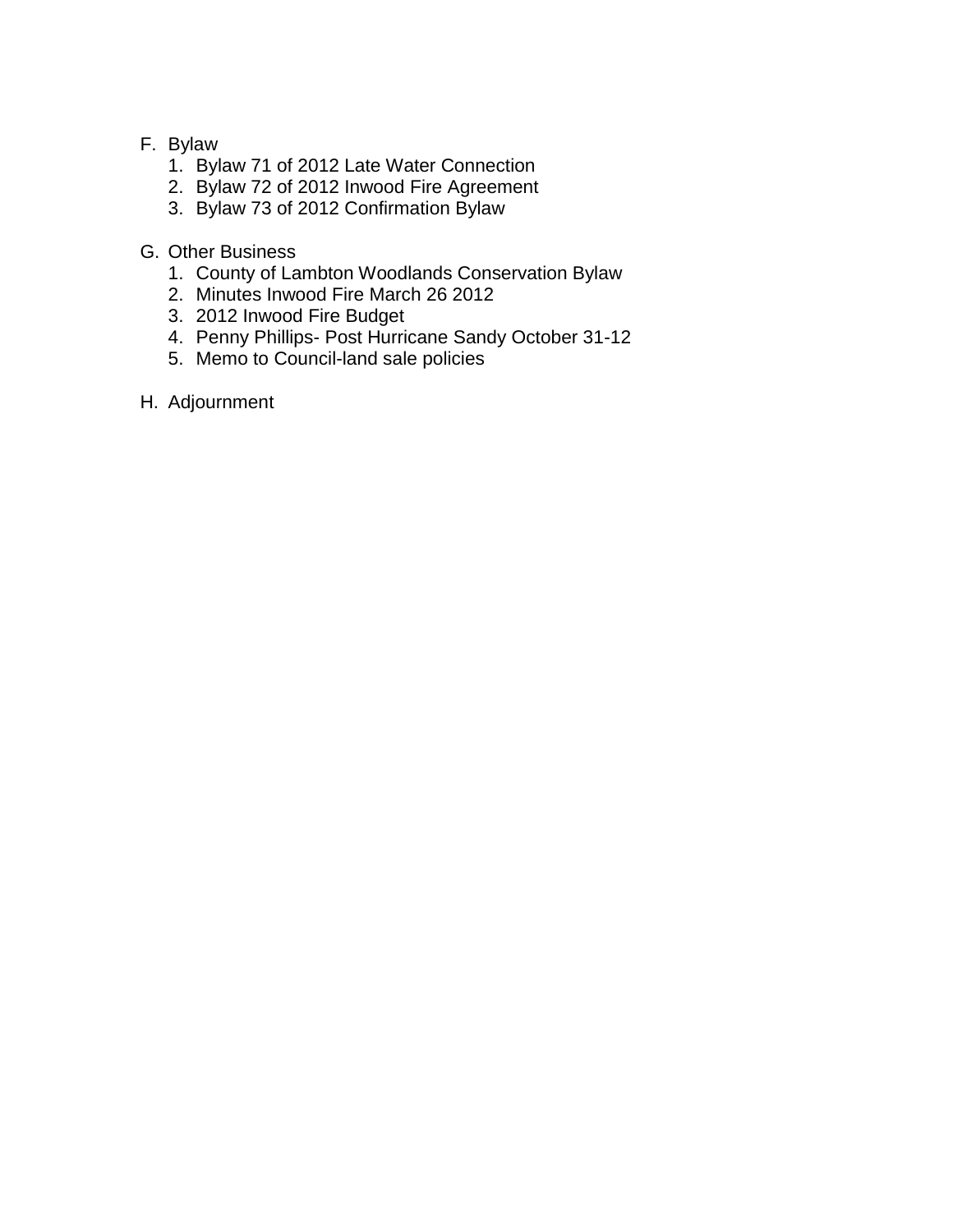F. Bylaw
    1. Bylaw 71 of 2012 Late Water Connection
    2. Bylaw 72 of 2012 Inwood Fire Agreement
    3. Bylaw 73 of 2012 Confirmation Bylaw

G. Other Business
    1. County of Lambton Woodlands Conservation Bylaw
    2. Minutes Inwood Fire March 26 2012
    3. 2012 Inwood Fire Budget
    4. Penny Phillips- Post Hurricane Sandy October 31-12
    5. Memo to Council-land sale policies

H. Adjournment